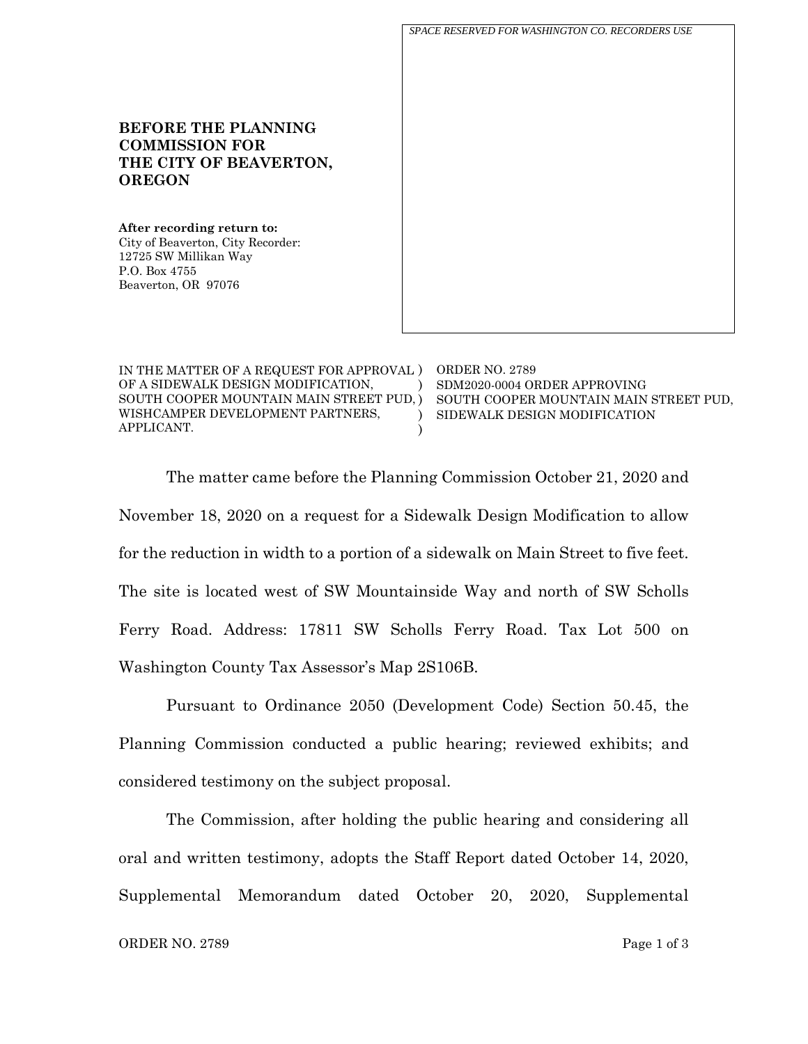*SPACE RESERVED FOR WASHINGTON CO. RECORDERS USE*

**BEFORE THE PLANNING COMMISSION FOR THE CITY OF BEAVERTON, OREGON**

**After recording return to:**
City of Beaverton, City Recorder:
12725 SW Millikan Way
P.O. Box 4755
Beaverton, OR 97076

| | |
|---|---|
| IN THE MATTER OF A REQUEST FOR APPROVAL OF A SIDEWALK DESIGN MODIFICATION, SOUTH COOPER MOUNTAIN MAIN STREET PUD, WISHCAMPER DEVELOPMENT PARTNERS, APPLICANT. | ORDER NO. 2789 SDM2020-0004 ORDER APPROVING SOUTH COOPER MOUNTAIN MAIN STREET PUD, SIDEWALK DESIGN MODIFICATION |

The matter came before the Planning Commission October 21, 2020 and November 18, 2020 on a request for a Sidewalk Design Modification to allow for the reduction in width to a portion of a sidewalk on Main Street to five feet. The site is located west of SW Mountainside Way and north of SW Scholls Ferry Road. Address: 17811 SW Scholls Ferry Road. Tax Lot 500 on Washington County Tax Assessor's Map 2S106B.

Pursuant to Ordinance 2050 (Development Code) Section 50.45, the Planning Commission conducted a public hearing; reviewed exhibits; and considered testimony on the subject proposal.

The Commission, after holding the public hearing and considering all oral and written testimony, adopts the Staff Report dated October 14, 2020, Supplemental Memorandum dated October 20, 2020, Supplemental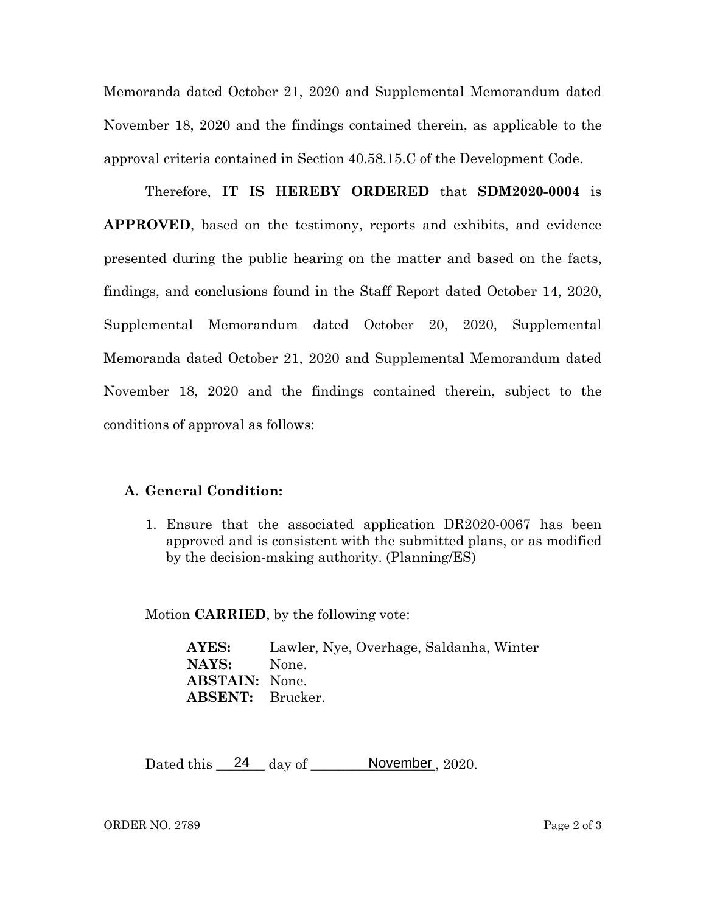Memoranda dated October 21, 2020 and Supplemental Memorandum dated November 18, 2020 and the findings contained therein, as applicable to the approval criteria contained in Section 40.58.15.C of the Development Code.

Therefore, **IT IS HEREBY ORDERED** that **SDM2020-0004** is **APPROVED**, based on the testimony, reports and exhibits, and evidence presented during the public hearing on the matter and based on the facts, findings, and conclusions found in the Staff Report dated October 14, 2020, Supplemental Memorandum dated October 20, 2020, Supplemental Memoranda dated October 21, 2020 and Supplemental Memorandum dated November 18, 2020 and the findings contained therein, subject to the conditions of approval as follows:

**A. General Condition:**

1. Ensure that the associated application DR2020-0067 has been approved and is consistent with the submitted plans, or as modified by the decision-making authority. (Planning/ES)

Motion **CARRIED**, by the following vote:

**AYES:** Lawler, Nye, Overhage, Saldanha, Winter
**NAYS:** None.
**ABSTAIN:** None.
**ABSENT:** Brucker.

Dated this 24 day of November, 2020.

ORDER NO. 2789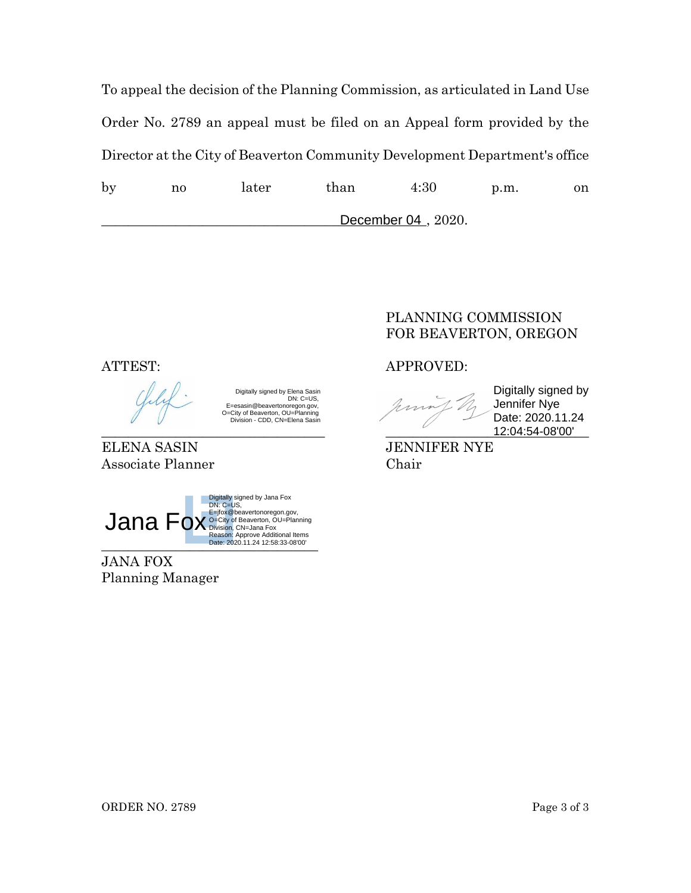To appeal the decision of the Planning Commission, as articulated in Land Use Order No. 2789 an appeal must be filed on an Appeal form provided by the Director at the City of Beaverton Community Development Department's office by no later than 4:30 p.m. on December 04, 2020.

PLANNING COMMISSION
FOR BEAVERTON, OREGON

ATTEST:

Digitally signed by Elena Sasin
DN: C=US, E=esasin@beavertonoregon.gov, O=City of Beaverton, OU=Planning Division - CDD, CN=Elena Sasin

ELENA SASIN
Associate Planner

APPROVED:

Digitally signed by Jennifer Nye
Date: 2020.11.24 12:04:54-08'00'

JENNIFER NYE
Chair

Jana Fox

Digitally signed by Jana Fox
DN: C=US, E=jfox@beavertonoregon.gov, O=City of Beaverton, OU=Planning Division, CN=Jana Fox
Reason: Approve Additional Items
Date: 2020.11.24 12:58:33-08'00'

JANA FOX
Planning Manager

ORDER NO. 2789